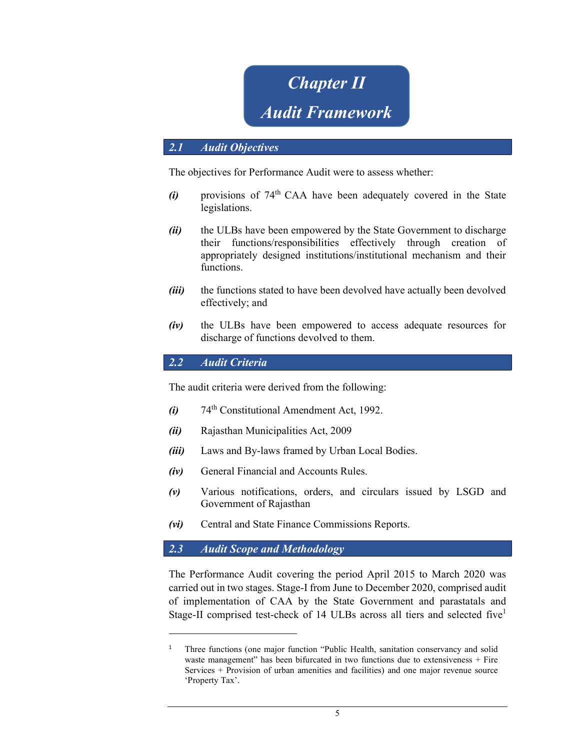# *Chapter II*

# *Audit Framework*

## *2.1 Audit Objectives*

The objectives for Performance Audit were to assess whether:

***(i)*** provisions of 74th CAA have been adequately covered in the State legislations.

***(ii)*** the ULBs have been empowered by the State Government to discharge their functions/responsibilities effectively through creation of appropriately designed institutions/institutional mechanism and their functions.

***(iii)*** the functions stated to have been devolved have actually been devolved effectively; and

***(iv)*** the ULBs have been empowered to access adequate resources for discharge of functions devolved to them.

## *2.2 Audit Criteria*

The audit criteria were derived from the following:

***(i)*** 74th Constitutional Amendment Act, 1992.

***(ii)*** Rajasthan Municipalities Act, 2009

***(iii)*** Laws and By-laws framed by Urban Local Bodies.

***(iv)*** General Financial and Accounts Rules.

***(v)*** Various notifications, orders, and circulars issued by LSGD and Government of Rajasthan

***(vi)*** Central and State Finance Commissions Reports.

## *2.3 Audit Scope and Methodology*

The Performance Audit covering the period April 2015 to March 2020 was carried out in two stages. Stage-I from June to December 2020, comprised audit of implementation of CAA by the State Government and parastatals and Stage-II comprised test-check of 14 ULBs across all tiers and selected five[1]

---

[1] Three functions (one major function "Public Health, sanitation conservancy and solid waste management" has been bifurcated in two functions due to extensiveness + Fire Services + Provision of urban amenities and facilities) and one major revenue source 'Property Tax'.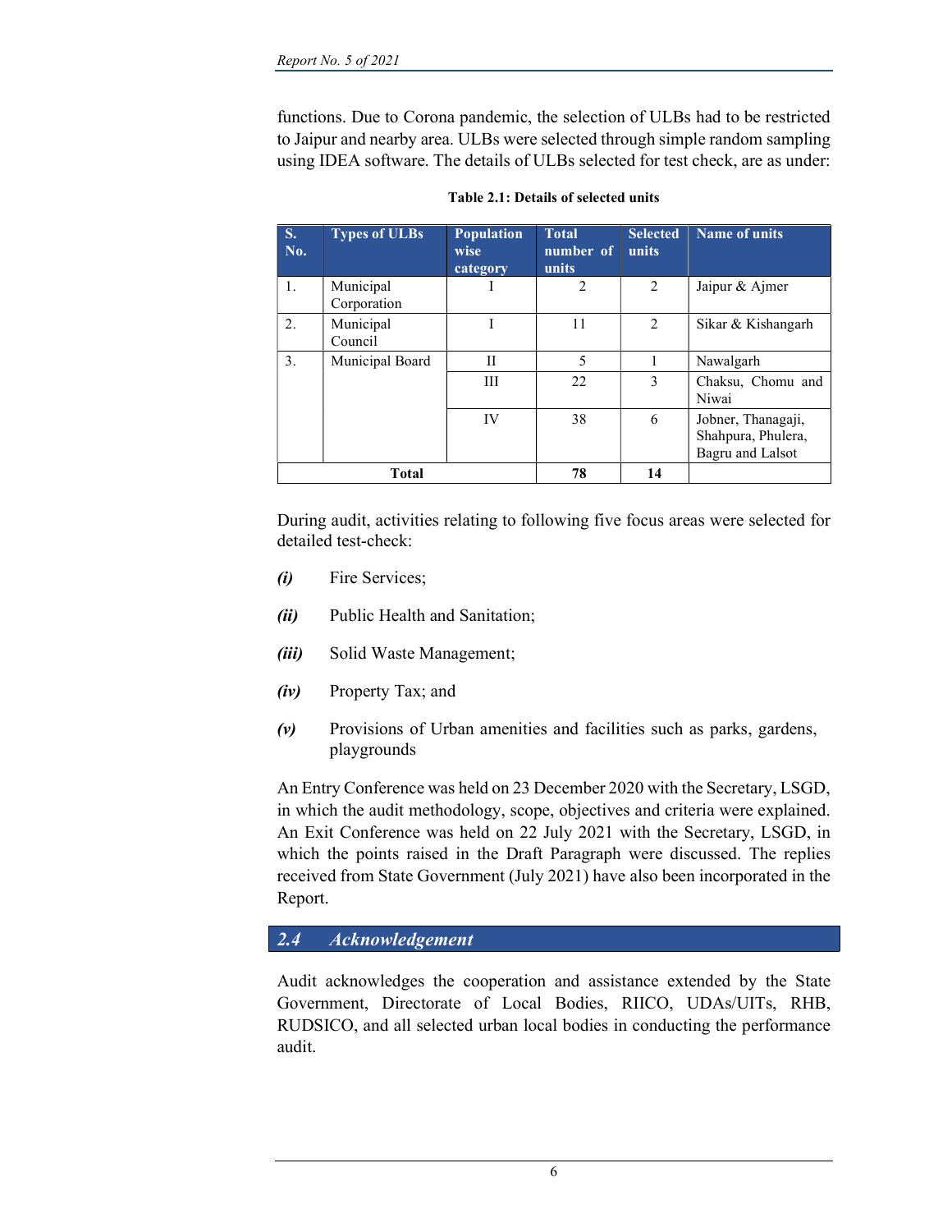functions. Due to Corona pandemic, the selection of ULBs had to be restricted to Jaipur and nearby area. ULBs were selected through simple random sampling using IDEA software. The details of ULBs selected for test check, are as under:

**Table 2.1: Details of selected units**

| S. No. | Types of ULBs | Population wise category | Total number of units | Selected units | Name of units |
|---|---|---|---|---|---|
| 1. | Municipal Corporation | I | 2 | 2 | Jaipur & Ajmer |
| 2. | Municipal Council | I | 11 | 2 | Sikar & Kishangarh |
| 3. | Municipal Board | II | 5 | 1 | Nawalgarh |
| | | III | 22 | 3 | Chaksu, Chomu and Niwai |
| | | IV | 38 | 6 | Jobner, Thanagaji, Shahpura, Phulera, Bagru and Lalsot |
| **Total** | | | **78** | **14** | |

During audit, activities relating to following five focus areas were selected for detailed test-check:

***(i)*** Fire Services;

***(ii)*** Public Health and Sanitation;

***(iii)*** Solid Waste Management;

***(iv)*** Property Tax; and

***(v)*** Provisions of Urban amenities and facilities such as parks, gardens, playgrounds

An Entry Conference was held on 23 December 2020 with the Secretary, LSGD, in which the audit methodology, scope, objectives and criteria were explained. An Exit Conference was held on 22 July 2021 with the Secretary, LSGD, in which the points raised in the Draft Paragraph were discussed. The replies received from State Government (July 2021) have also been incorporated in the Report.

## *2.4 Acknowledgement*

Audit acknowledges the cooperation and assistance extended by the State Government, Directorate of Local Bodies, RIICO, UDAs/UITs, RHB, RUDSICO, and all selected urban local bodies in conducting the performance audit.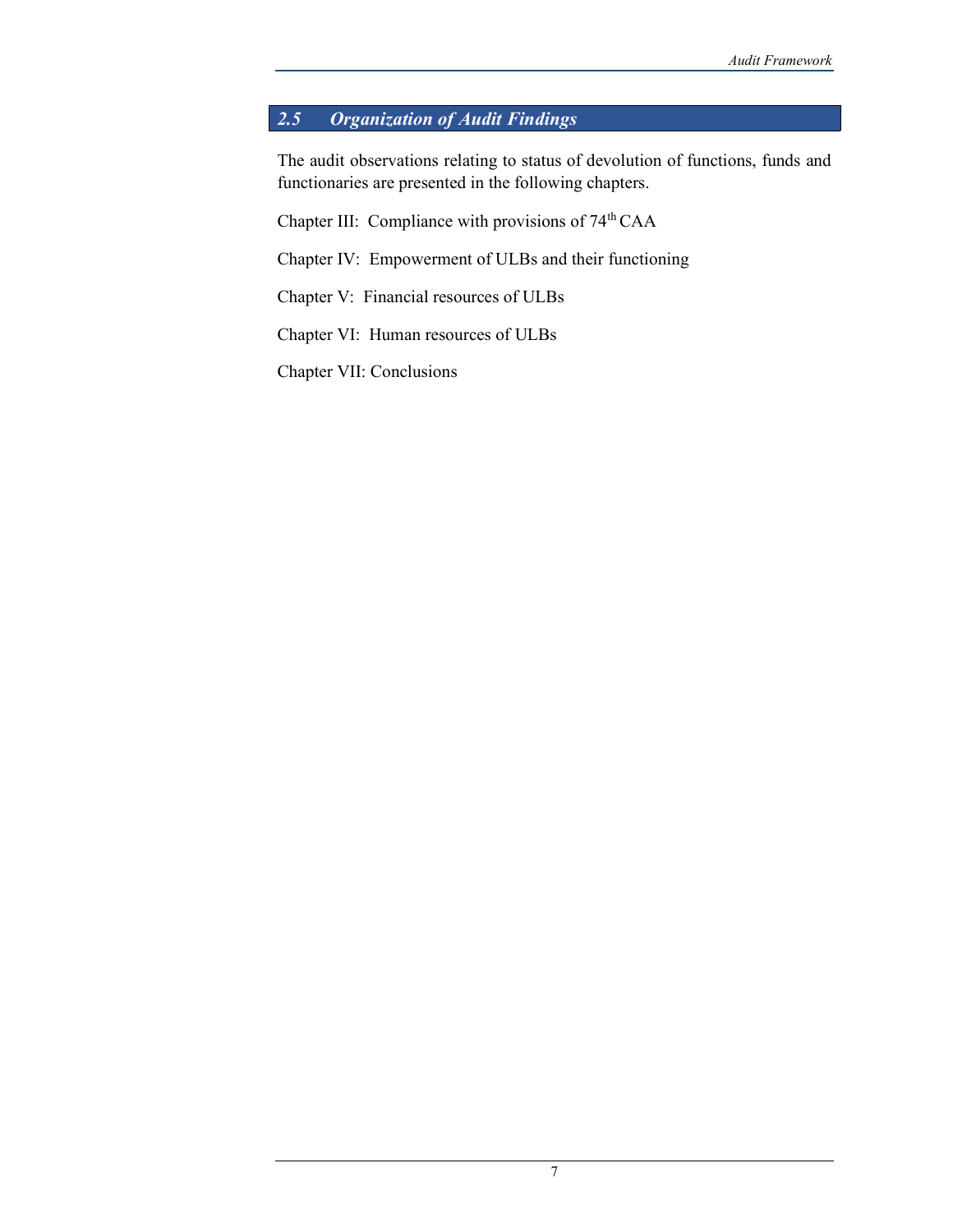## *2.5 Organization of Audit Findings*

The audit observations relating to status of devolution of functions, funds and functionaries are presented in the following chapters.

Chapter III: Compliance with provisions of $74^{th}$ CAA

Chapter IV: Empowerment of ULBs and their functioning

Chapter V: Financial resources of ULBs

Chapter VI: Human resources of ULBs

Chapter VII: Conclusions